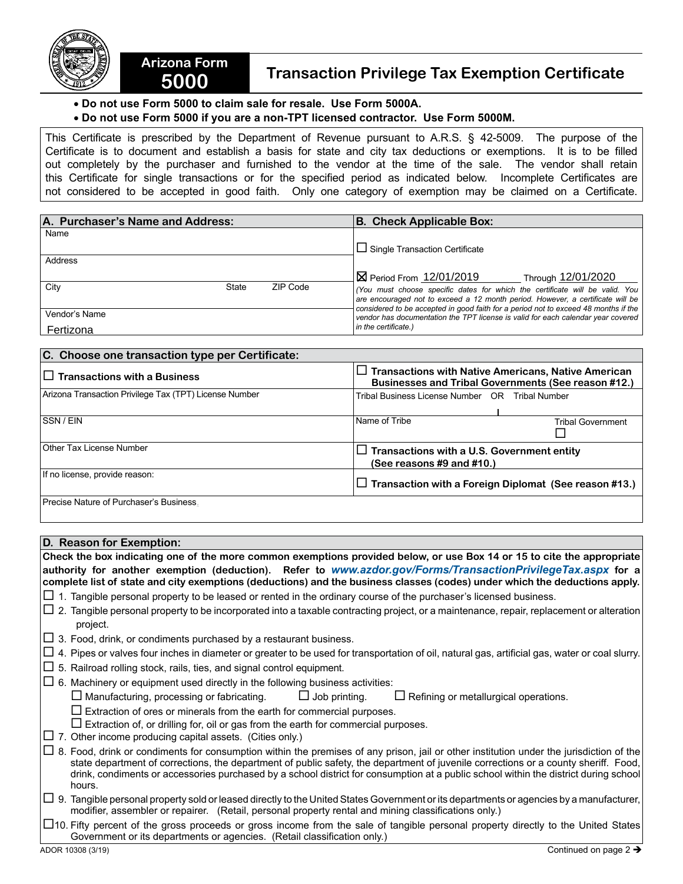# Arizona Form 5000

## Transaction Privilege Tax Exemption Certificate

- **Do not use Form 5000 to claim sale for resale. Use Form 5000A.**
- **Do not use Form 5000 if you are a non-TPT licensed contractor. Use Form 5000M.**

This Certificate is prescribed by the Department of Revenue pursuant to A.R.S. § 42-5009. The purpose of the Certificate is to document and establish a basis for state and city tax deductions or exemptions. It is to be filled out completely by the purchaser and furnished to the vendor at the time of the sale. The vendor shall retain this Certificate for single transactions or for the specified period as indicated below. Incomplete Certificates are not considered to be accepted in good faith. Only one category of exemption may be claimed on a Certificate.

### A. Purchaser's Name and Address:

Name

Address

City | State | ZIP Code

Vendor's Name: Fertizona

### B. Check Applicable Box:

☐ Single Transaction Certificate

☒ Period From 12/01/2019 Through 12/01/2020

*(You must choose specific dates for which the certificate will be valid. You are encouraged not to exceed a 12 month period. However, a certificate will be considered to be accepted in good faith for a period not to exceed 48 months if the vendor has documentation the TPT license is valid for each calendar year covered in the certificate.)*

### C. Choose one transaction type per Certificate:

☐ **Transactions with a Business**

Arizona Transaction Privilege Tax (TPT) License Number

SSN / EIN

Other Tax License Number

If no license, provide reason:

Precise Nature of Purchaser's Business

☐ **Transactions with Native Americans, Native American Businesses and Tribal Governments (See reason #12.)**

Tribal Business License Number OR Tribal Number

Name of Tribe | Tribal Government ☐

☐ **Transactions with a U.S. Government entity (See reasons #9 and #10.)**

☐ **Transaction with a Foreign Diplomat (See reason #13.)**

### D. Reason for Exemption:

**Check the box indicating one of the more common exemptions provided below, or use Box 14 or 15 to cite the appropriate authority for another exemption (deduction). Refer to *www.azdor.gov/Forms/TransactionPrivilegeTax.aspx* for a complete list of state and city exemptions (deductions) and the business classes (codes) under which the deductions apply.**

☐ 1. Tangible personal property to be leased or rented in the ordinary course of the purchaser's licensed business.

☐ 2. Tangible personal property to be incorporated into a taxable contracting project, or a maintenance, repair, replacement or alteration project.

☐ 3. Food, drink, or condiments purchased by a restaurant business.

☐ 4. Pipes or valves four inches in diameter or greater to be used for transportation of oil, natural gas, artificial gas, water or coal slurry.

☐ 5. Railroad rolling stock, rails, ties, and signal control equipment.

☐ 6. Machinery or equipment used directly in the following business activities:
   - ☐ Manufacturing, processing or fabricating.
   - ☐ Job printing.
   - ☐ Refining or metallurgical operations.
   - ☐ Extraction of ores or minerals from the earth for commercial purposes.
   - ☐ Extraction of, or drilling for, oil or gas from the earth for commercial purposes.

☐ 7. Other income producing capital assets. (Cities only.)

☐ 8. Food, drink or condiments for consumption within the premises of any prison, jail or other institution under the jurisdiction of the state department of corrections, the department of public safety, the department of juvenile corrections or a county sheriff. Food, drink, condiments or accessories purchased by a school district for consumption at a public school within the district during school hours.

☐ 9. Tangible personal property sold or leased directly to the United States Government or its departments or agencies by a manufacturer, modifier, assembler or repairer. (Retail, personal property rental and mining classifications only.)

☐ 10. Fifty percent of the gross proceeds or gross income from the sale of tangible personal property directly to the United States Government or its departments or agencies. (Retail classification only.)

ADOR 10308 (3/19)

Continued on page 2 →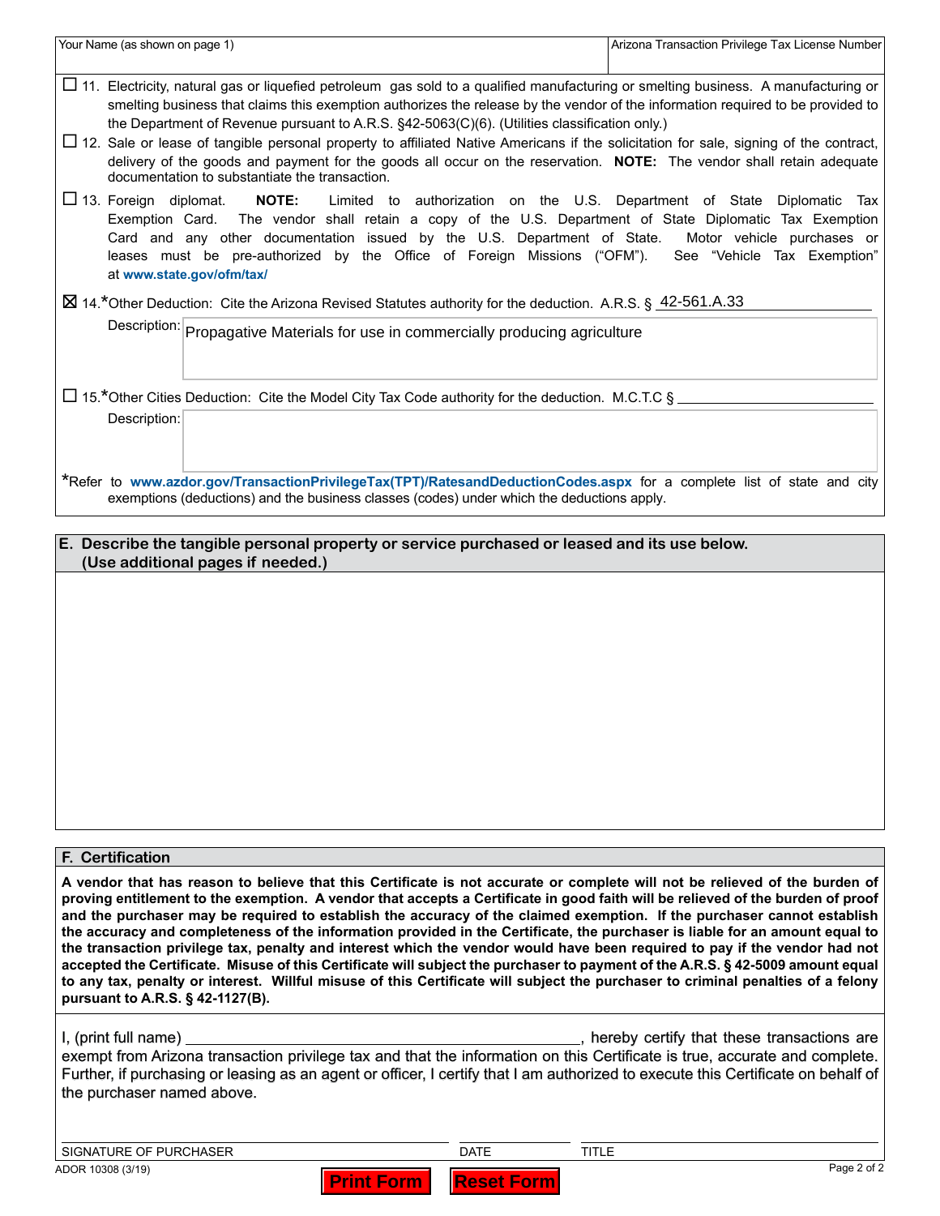| Your Name (as shown on page 1) | Arizona Transaction Privilege Tax License Number |
| --- | --- |
| | |

☐ 11. Electricity, natural gas or liquefied petroleum gas sold to a qualified manufacturing or smelting business. A manufacturing or smelting business that claims this exemption authorizes the release by the vendor of the information required to be provided to the Department of Revenue pursuant to A.R.S. §42-5063(C)(6). (Utilities classification only.)

☐ 12. Sale or lease of tangible personal property to affiliated Native Americans if the solicitation for sale, signing of the contract, delivery of the goods and payment for the goods all occur on the reservation. **NOTE:** The vendor shall retain adequate documentation to substantiate the transaction.

☐ 13. Foreign diplomat. **NOTE:** Limited to authorization on the U.S. Department of State Diplomatic Tax Exemption Card. The vendor shall retain a copy of the U.S. Department of State Diplomatic Tax Exemption Card and any other documentation issued by the U.S. Department of State. Motor vehicle purchases or leases must be pre-authorized by the Office of Foreign Missions ("OFM"). See "Vehicle Tax Exemption" at **www.state.gov/ofm/tax/**

☒ 14.*Other Deduction: Cite the Arizona Revised Statutes authority for the deduction. A.R.S. § 42-561.A.33

Description: Propagative Materials for use in commercially producing agriculture

☐ 15.*Other Cities Deduction: Cite the Model City Tax Code authority for the deduction. M.C.T.C § ____________________

Description:

*Refer to **www.azdor.gov/TransactionPrivilegeTax(TPT)/RatesandDeductionCodes.aspx** for a complete list of state and city exemptions (deductions) and the business classes (codes) under which the deductions apply.

## E. Describe the tangible personal property or service purchased or leased and its use below. (Use additional pages if needed.)

## F. Certification

**A vendor that has reason to believe that this Certificate is not accurate or complete will not be relieved of the burden of proving entitlement to the exemption. A vendor that accepts a Certificate in good faith will be relieved of the burden of proof and the purchaser may be required to establish the accuracy of the claimed exemption. If the purchaser cannot establish the accuracy and completeness of the information provided in the Certificate, the purchaser is liable for an amount equal to the transaction privilege tax, penalty and interest which the vendor would have been required to pay if the vendor had not accepted the Certificate. Misuse of this Certificate will subject the purchaser to payment of the A.R.S. § 42-5009 amount equal to any tax, penalty or interest. Willful misuse of this Certificate will subject the purchaser to criminal penalties of a felony pursuant to A.R.S. § 42-1127(B).**

I, (print full name) ______________________________, hereby certify that these transactions are exempt from Arizona transaction privilege tax and that the information on this Certificate is true, accurate and complete. Further, if purchasing or leasing as an agent or officer, I certify that I am authorized to execute this Certificate on behalf of the purchaser named above.

| SIGNATURE OF PURCHASER | DATE | TITLE |
| --- | --- | --- |
| | | |

ADOR 10308 (3/19)

Print Form Reset Form